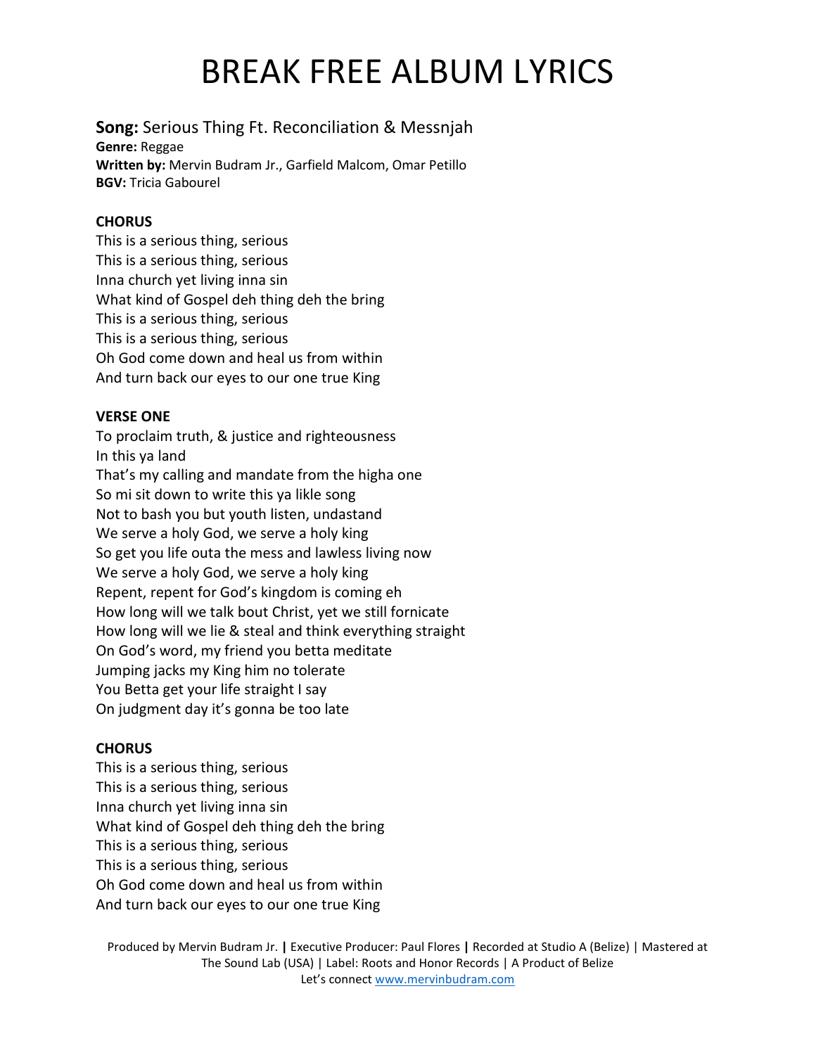# BREAK FREE ALBUM LYRICS

**Song:** Serious Thing Ft. Reconciliation & Messnjah
**Genre:** Reggae
**Written by:** Mervin Budram Jr., Garfield Malcom, Omar Petillo
**BGV:** Tricia Gabourel

**CHORUS**
This is a serious thing, serious
This is a serious thing, serious
Inna church yet living inna sin
What kind of Gospel deh thing deh the bring
This is a serious thing, serious
This is a serious thing, serious
Oh God come down and heal us from within
And turn back our eyes to our one true King

**VERSE ONE**
To proclaim truth, & justice and righteousness
In this ya land
That's my calling and mandate from the higha one
So mi sit down to write this ya likle song
Not to bash you but youth listen, undastand
We serve a holy God, we serve a holy king
So get you life outa the mess and lawless living now
We serve a holy God, we serve a holy king
Repent, repent for God's kingdom is coming eh
How long will we talk bout Christ, yet we still fornicate
How long will we lie & steal and think everything straight
On God's word, my friend you betta meditate
Jumping jacks my King him no tolerate
You Betta get your life straight I say
On judgment day it's gonna be too late

**CHORUS**
This is a serious thing, serious
This is a serious thing, serious
Inna church yet living inna sin
What kind of Gospel deh thing deh the bring
This is a serious thing, serious
This is a serious thing, serious
Oh God come down and heal us from within
And turn back our eyes to our one true King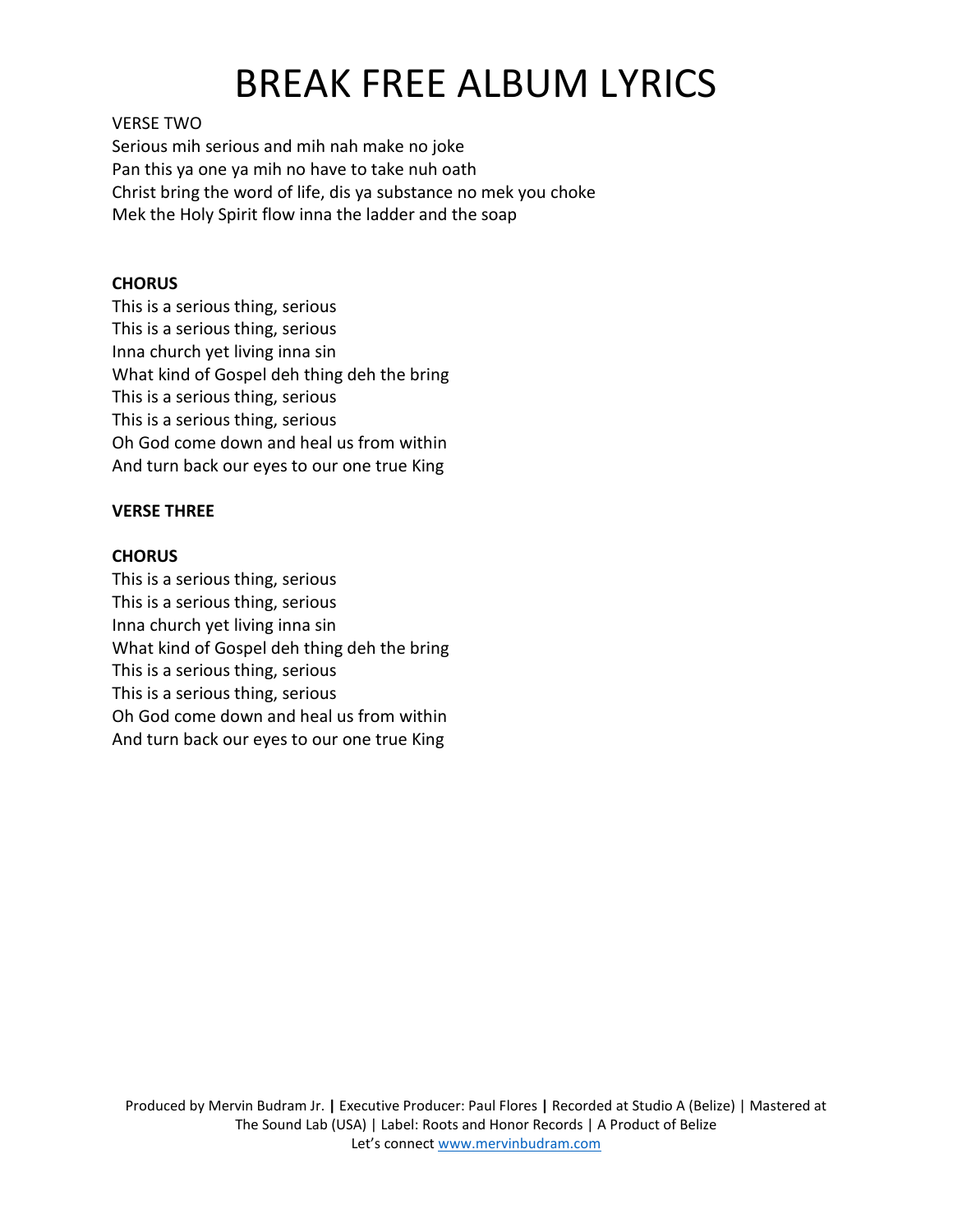# BREAK FREE ALBUM LYRICS

VERSE TWO
Serious mih serious and mih nah make no joke
Pan this ya one ya mih no have to take nuh oath
Christ bring the word of life, dis ya substance no mek you choke
Mek the Holy Spirit flow inna the ladder and the soap

**CHORUS**
This is a serious thing, serious
This is a serious thing, serious
Inna church yet living inna sin
What kind of Gospel deh thing deh the bring
This is a serious thing, serious
This is a serious thing, serious
Oh God come down and heal us from within
And turn back our eyes to our one true King

**VERSE THREE**

**CHORUS**
This is a serious thing, serious
This is a serious thing, serious
Inna church yet living inna sin
What kind of Gospel deh thing deh the bring
This is a serious thing, serious
This is a serious thing, serious
Oh God come down and heal us from within
And turn back our eyes to our one true King

Produced by Mervin Budram Jr. | Executive Producer: Paul Flores | Recorded at Studio A (Belize) | Mastered at The Sound Lab (USA) | Label: Roots and Honor Records | A Product of Belize
Let's connect www.mervinbudram.com